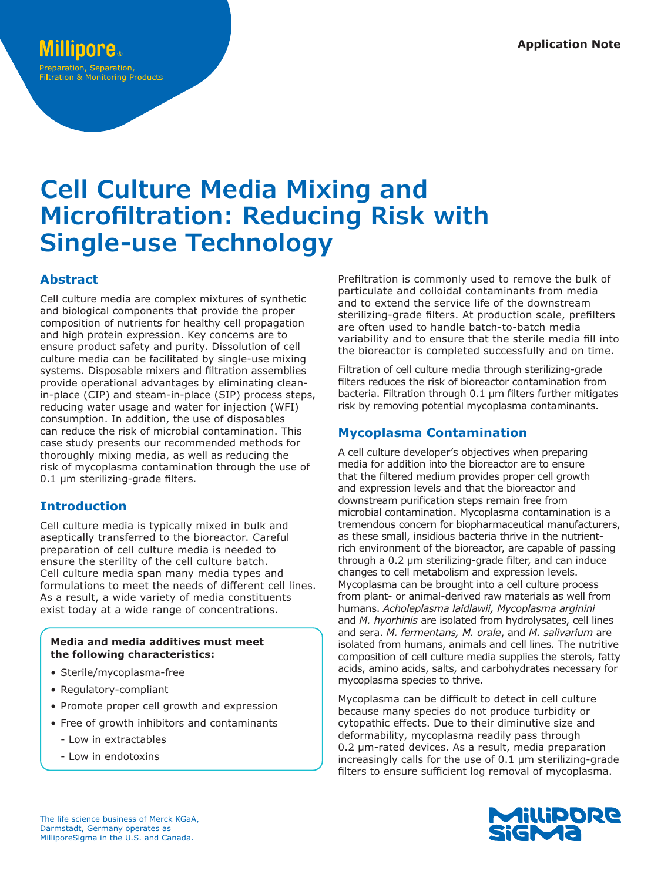Application Note

# Cell Culture Media Mixing and Microfiltration: Reducing Risk with Single-use Technology

## Abstract

Cell culture media are complex mixtures of synthetic and biological components that provide the proper composition of nutrients for healthy cell propagation and high protein expression. Key concerns are to ensure product safety and purity. Dissolution of cell culture media can be facilitated by single-use mixing systems. Disposable mixers and filtration assemblies provide operational advantages by eliminating clean-in-place (CIP) and steam-in-place (SIP) process steps, reducing water usage and water for injection (WFI) consumption. In addition, the use of disposables can reduce the risk of microbial contamination. This case study presents our recommended methods for thoroughly mixing media, as well as reducing the risk of mycoplasma contamination through the use of 0.1 µm sterilizing-grade filters.

## Introduction

Cell culture media is typically mixed in bulk and aseptically transferred to the bioreactor. Careful preparation of cell culture media is needed to ensure the sterility of the cell culture batch. Cell culture media span many media types and formulations to meet the needs of different cell lines. As a result, a wide variety of media constituents exist today at a wide range of concentrations.

**Media and media additives must meet the following characteristics:**

- Sterile/mycoplasma-free
- Regulatory-compliant
- Promote proper cell growth and expression
- Free of growth inhibitors and contaminants
  - Low in extractables
  - Low in endotoxins

Prefiltration is commonly used to remove the bulk of particulate and colloidal contaminants from media and to extend the service life of the downstream sterilizing-grade filters. At production scale, prefilters are often used to handle batch-to-batch media variability and to ensure that the sterile media fill into the bioreactor is completed successfully and on time.

Filtration of cell culture media through sterilizing-grade filters reduces the risk of bioreactor contamination from bacteria. Filtration through 0.1 µm filters further mitigates risk by removing potential mycoplasma contaminants.

## Mycoplasma Contamination

A cell culture developer's objectives when preparing media for addition into the bioreactor are to ensure that the filtered medium provides proper cell growth and expression levels and that the bioreactor and downstream purification steps remain free from microbial contamination. Mycoplasma contamination is a tremendous concern for biopharmaceutical manufacturers, as these small, insidious bacteria thrive in the nutrient-rich environment of the bioreactor, are capable of passing through a 0.2 µm sterilizing-grade filter, and can induce changes to cell metabolism and expression levels. Mycoplasma can be brought into a cell culture process from plant- or animal-derived raw materials as well from humans. *Acholeplasma laidlawii, Mycoplasma arginini* and *M. hyorhinis* are isolated from hydrolysates, cell lines and sera. *M. fermentans, M. orale*, and *M. salivarium* are isolated from humans, animals and cell lines. The nutritive composition of cell culture media supplies the sterols, fatty acids, amino acids, salts, and carbohydrates necessary for mycoplasma species to thrive.

Mycoplasma can be difficult to detect in cell culture because many species do not produce turbidity or cytopathic effects. Due to their diminutive size and deformability, mycoplasma readily pass through 0.2 µm-rated devices. As a result, media preparation increasingly calls for the use of 0.1 µm sterilizing-grade filters to ensure sufficient log removal of mycoplasma.

The life science business of Merck KGaA, Darmstadt, Germany operates as MilliporeSigma in the U.S. and Canada.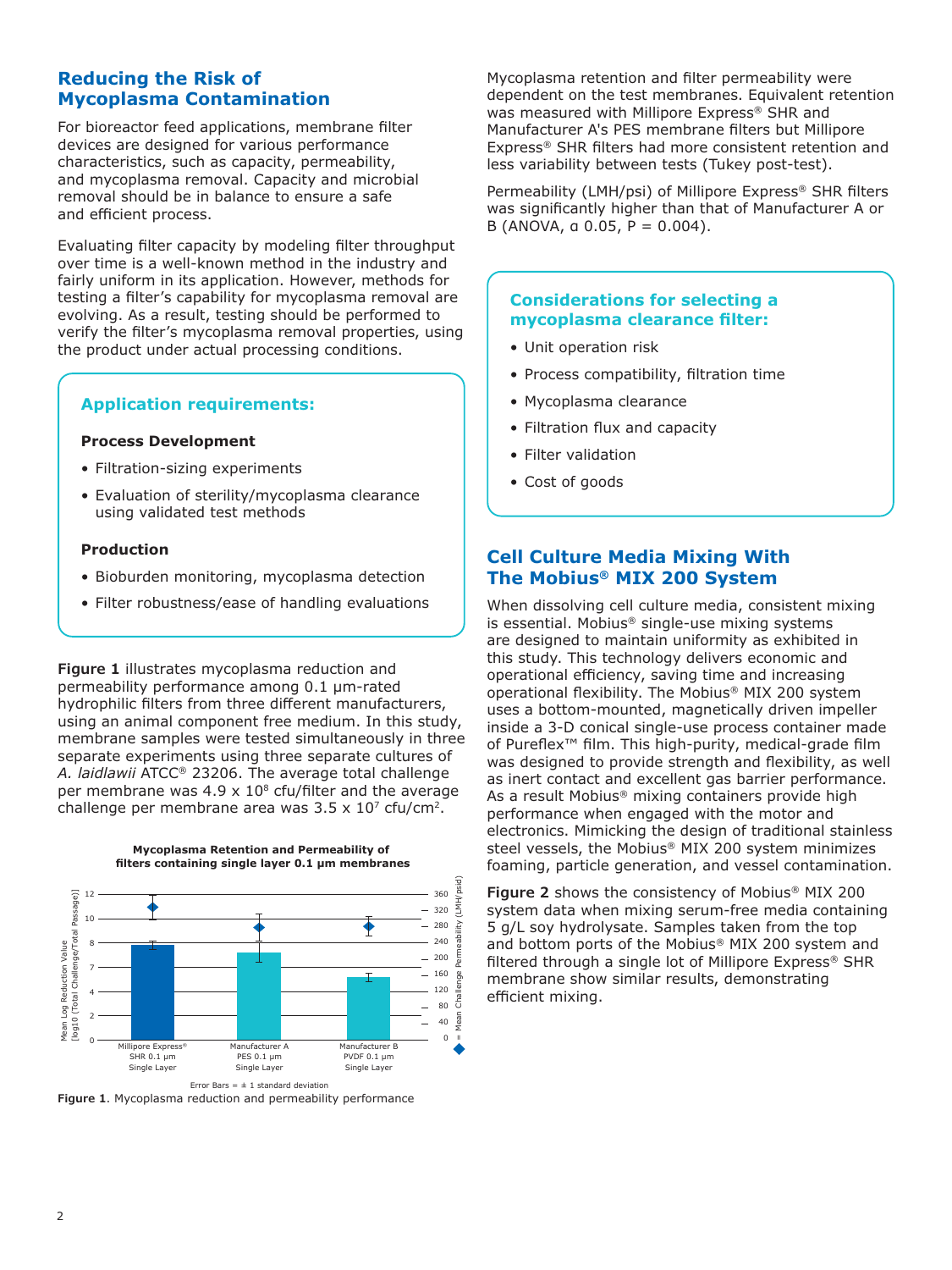## Reducing the Risk of Mycoplasma Contamination

For bioreactor feed applications, membrane filter devices are designed for various performance characteristics, such as capacity, permeability, and mycoplasma removal. Capacity and microbial removal should be in balance to ensure a safe and efficient process.

Evaluating filter capacity by modeling filter throughput over time is a well-known method in the industry and fairly uniform in its application. However, methods for testing a filter's capability for mycoplasma removal are evolving. As a result, testing should be performed to verify the filter's mycoplasma removal properties, using the product under actual processing conditions.

### Application requirements:

**Process Development**

- Filtration-sizing experiments
- Evaluation of sterility/mycoplasma clearance using validated test methods

**Production**

- Bioburden monitoring, mycoplasma detection
- Filter robustness/ease of handling evaluations

**Figure 1** illustrates mycoplasma reduction and permeability performance among 0.1 µm-rated hydrophilic filters from three different manufacturers, using an animal component free medium. In this study, membrane samples were tested simultaneously in three separate experiments using three separate cultures of *A. laidlawii* ATCC® 23206. The average total challenge per membrane was $4.9 \times 10^8$ cfu/filter and the average challenge per membrane area was $3.5 \times 10^7$ cfu/cm$^2$.

Mycoplasma Retention and Permeability of filters containing single layer 0.1 µm membranes

Error Bars = ± 1 standard deviation

**Figure 1**. Mycoplasma reduction and permeability performance

Mycoplasma retention and filter permeability were dependent on the test membranes. Equivalent retention was measured with Millipore Express® SHR and Manufacturer A's PES membrane filters but Millipore Express® SHR filters had more consistent retention and less variability between tests (Tukey post-test).

Permeability (LMH/psi) of Millipore Express® SHR filters was significantly higher than that of Manufacturer A or B (ANOVA, α 0.05, P = 0.004).

### Considerations for selecting a mycoplasma clearance filter:

- Unit operation risk
- Process compatibility, filtration time
- Mycoplasma clearance
- Filtration flux and capacity
- Filter validation
- Cost of goods

## Cell Culture Media Mixing With The Mobius® MIX 200 System

When dissolving cell culture media, consistent mixing is essential. Mobius® single-use mixing systems are designed to maintain uniformity as exhibited in this study. This technology delivers economic and operational efficiency, saving time and increasing operational flexibility. The Mobius® MIX 200 system uses a bottom-mounted, magnetically driven impeller inside a 3-D conical single-use process container made of Pureflex™ film. This high-purity, medical-grade film was designed to provide strength and flexibility, as well as inert contact and excellent gas barrier performance. As a result Mobius® mixing containers provide high performance when engaged with the motor and electronics. Mimicking the design of traditional stainless steel vessels, the Mobius® MIX 200 system minimizes foaming, particle generation, and vessel contamination.

**Figure 2** shows the consistency of Mobius® MIX 200 system data when mixing serum-free media containing 5 g/L soy hydrolysate. Samples taken from the top and bottom ports of the Mobius® MIX 200 system and filtered through a single lot of Millipore Express® SHR membrane show similar results, demonstrating efficient mixing.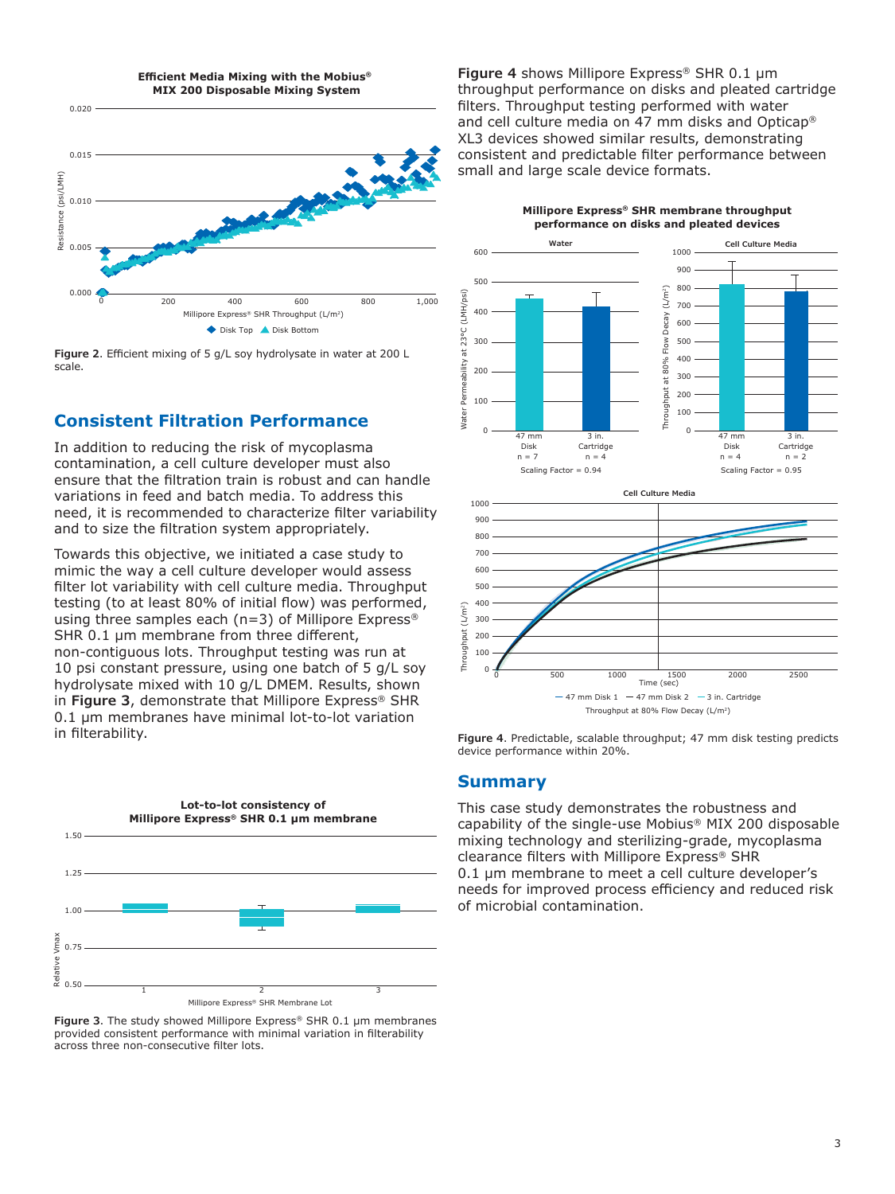Figure 2. Efficient mixing of 5 g/L soy hydrolysate in water at 200 L scale.

## Consistent Filtration Performance

In addition to reducing the risk of mycoplasma contamination, a cell culture developer must also ensure that the filtration train is robust and can handle variations in feed and batch media. To address this need, it is recommended to characterize filter variability and to size the filtration system appropriately.

Towards this objective, we initiated a case study to mimic the way a cell culture developer would assess filter lot variability with cell culture media. Throughput testing (to at least 80% of initial flow) was performed, using three samples each (n=3) of Millipore Express® SHR 0.1 µm membrane from three different, non-contiguous lots. Throughput testing was run at 10 psi constant pressure, using one batch of 5 g/L soy hydrolysate mixed with 10 g/L DMEM. Results, shown in **Figure 3**, demonstrate that Millipore Express® SHR 0.1 µm membranes have minimal lot-to-lot variation in filterability.

Figure 3. The study showed Millipore Express® SHR 0.1 µm membranes provided consistent performance with minimal variation in filterability across three non-consecutive filter lots.

**Figure 4** shows Millipore Express® SHR 0.1 µm throughput performance on disks and pleated cartridge filters. Throughput testing performed with water and cell culture media on 47 mm disks and Opticap® XL3 devices showed similar results, demonstrating consistent and predictable filter performance between small and large scale device formats.

Figure 4. Predictable, scalable throughput; 47 mm disk testing predicts device performance within 20%.

## Summary

This case study demonstrates the robustness and capability of the single-use Mobius® MIX 200 disposable mixing technology and sterilizing-grade, mycoplasma clearance filters with Millipore Express® SHR 0.1 µm membrane to meet a cell culture developer's needs for improved process efficiency and reduced risk of microbial contamination.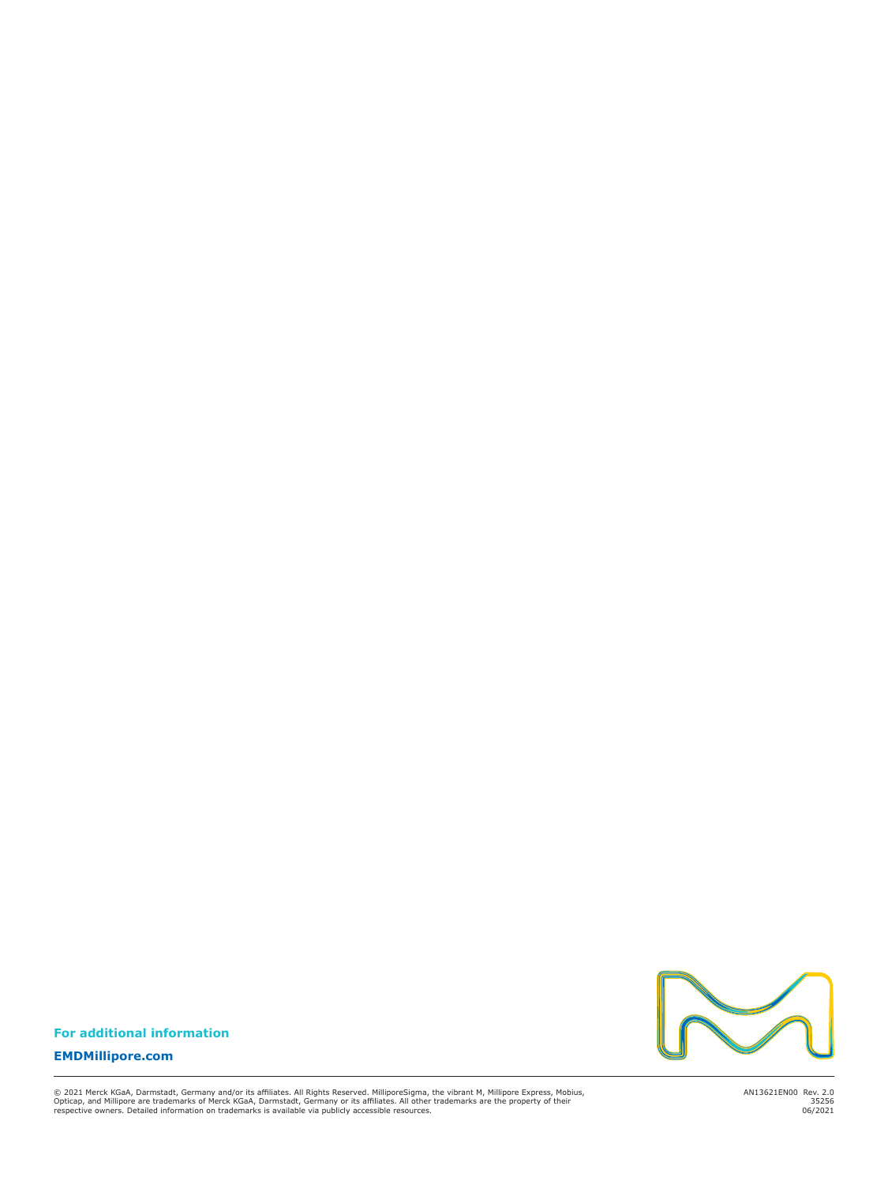**For additional information**

**EMDMillipore.com**

© 2021 Merck KGaA, Darmstadt, Germany and/or its affiliates. All Rights Reserved. MilliporeSigma, the vibrant M, Millipore Express, Mobius, Opticap, and Millipore are trademarks of Merck KGaA, Darmstadt, Germany or its affiliates. All other trademarks are the property of their respective owners. Detailed information on trademarks is available via publicly accessible resources.

AN13621EN00 Rev. 2.0
35256
06/2021